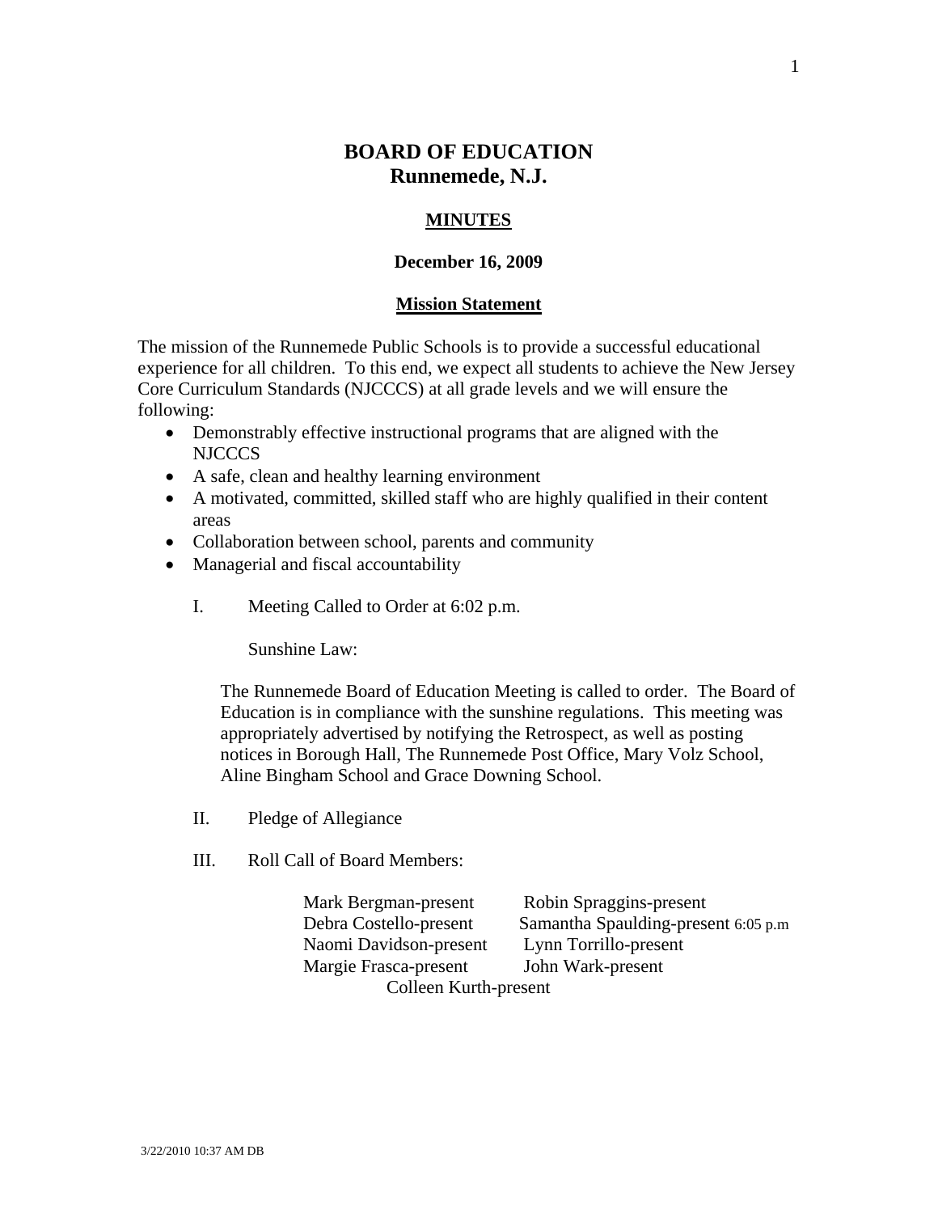# BOARD OF EDUCATION
# Runnemede, N.J.

## MINUTES

### December 16, 2009

### Mission Statement

The mission of the Runnemede Public Schools is to provide a successful educational experience for all children. To this end, we expect all students to achieve the New Jersey Core Curriculum Standards (NJCCCS) at all grade levels and we will ensure the following:

- Demonstrably effective instructional programs that are aligned with the NJCCCS
- A safe, clean and healthy learning environment
- A motivated, committed, skilled staff who are highly qualified in their content areas
- Collaboration between school, parents and community
- Managerial and fiscal accountability

I. Meeting Called to Order at 6:02 p.m.

Sunshine Law:

The Runnemede Board of Education Meeting is called to order. The Board of Education is in compliance with the sunshine regulations. This meeting was appropriately advertised by notifying the Retrospect, as well as posting notices in Borough Hall, The Runnemede Post Office, Mary Volz School, Aline Bingham School and Grace Downing School.

II. Pledge of Allegiance

III. Roll Call of Board Members:

Mark Bergman-present
Debra Costello-present
Naomi Davidson-present
Margie Frasca-present
Robin Spraggins-present
Samantha Spaulding-present 6:05 p.m
Lynn Torrillo-present
John Wark-present
Colleen Kurth-present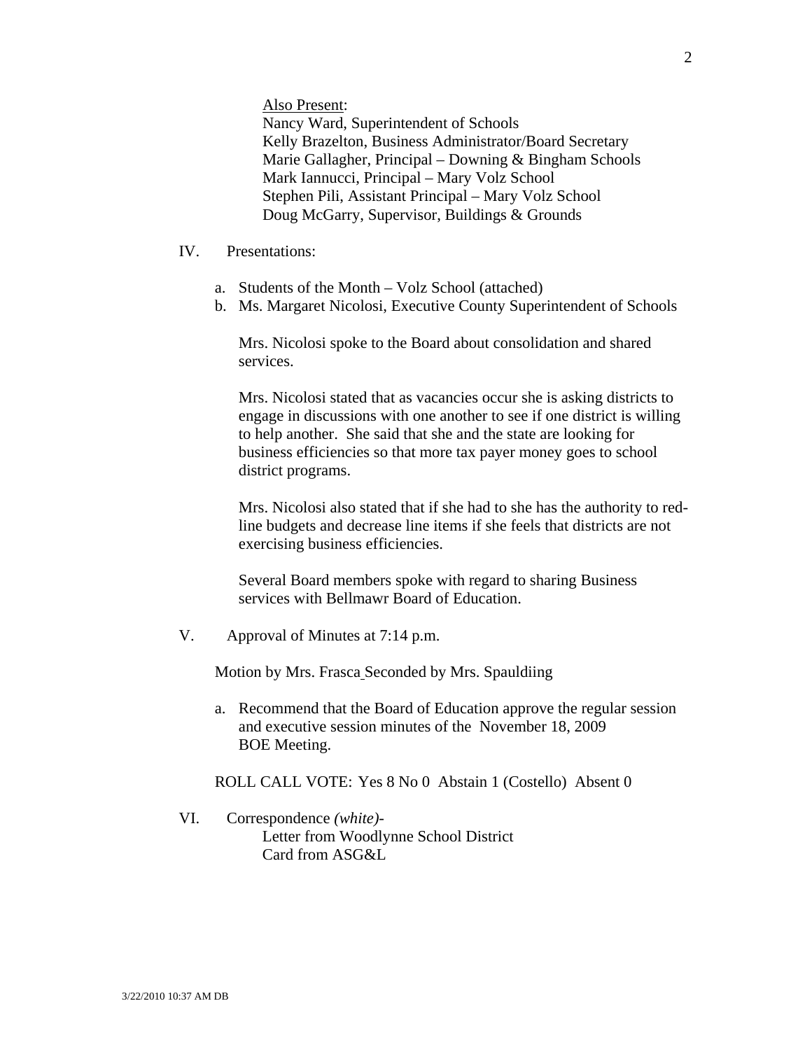Also Present:
Nancy Ward, Superintendent of Schools
Kelly Brazelton, Business Administrator/Board Secretary
Marie Gallagher, Principal – Downing & Bingham Schools
Mark Iannucci, Principal – Mary Volz School
Stephen Pili, Assistant Principal – Mary Volz School
Doug McGarry, Supervisor, Buildings & Grounds

IV. Presentations:

a. Students of the Month – Volz School (attached)
b. Ms. Margaret Nicolosi, Executive County Superintendent of Schools

Mrs. Nicolosi spoke to the Board about consolidation and shared services.

Mrs. Nicolosi stated that as vacancies occur she is asking districts to engage in discussions with one another to see if one district is willing to help another. She said that she and the state are looking for business efficiencies so that more tax payer money goes to school district programs.

Mrs. Nicolosi also stated that if she had to she has the authority to red-line budgets and decrease line items if she feels that districts are not exercising business efficiencies.

Several Board members spoke with regard to sharing Business services with Bellmawr Board of Education.

V. Approval of Minutes at 7:14 p.m.

Motion by Mrs. Frasca Seconded by Mrs. Spauldiing

a. Recommend that the Board of Education approve the regular session and executive session minutes of the November 18, 2009 BOE Meeting.

ROLL CALL VOTE: Yes 8 No 0 Abstain 1 (Costello) Absent 0

VI. Correspondence *(white)*-
Letter from Woodlynne School District
Card from ASG&L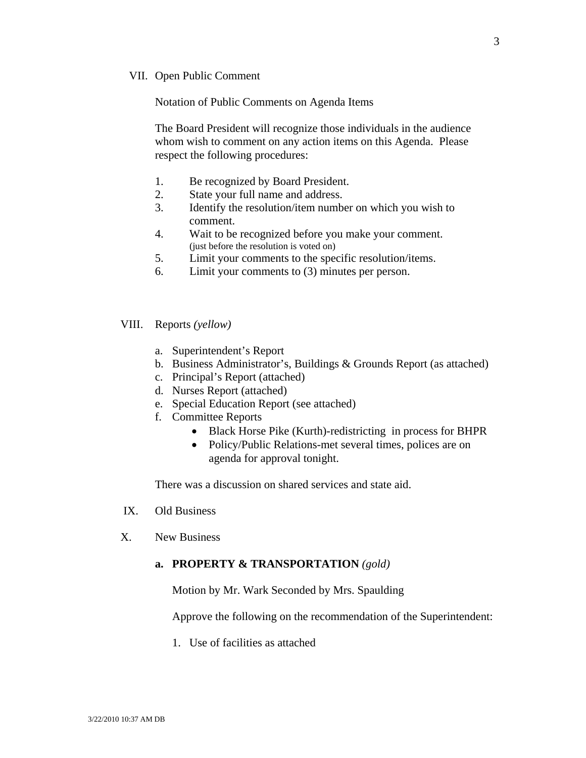## VII. Open Public Comment

Notation of Public Comments on Agenda Items

The Board President will recognize those individuals in the audience whom wish to comment on any action items on this Agenda. Please respect the following procedures:

1. Be recognized by Board President.
2. State your full name and address.
3. Identify the resolution/item number on which you wish to comment.
4. Wait to be recognized before you make your comment. (just before the resolution is voted on)
5. Limit your comments to the specific resolution/items.
6. Limit your comments to (3) minutes per person.

## VIII. Reports *(yellow)*

a. Superintendent's Report
b. Business Administrator's, Buildings & Grounds Report (as attached)
c. Principal's Report (attached)
d. Nurses Report (attached)
e. Special Education Report (see attached)
f. Committee Reports
   - Black Horse Pike (Kurth)-redistricting in process for BHPR
   - Policy/Public Relations-met several times, polices are on agenda for approval tonight.

There was a discussion on shared services and state aid.

## IX. Old Business

## X. New Business

### a. PROPERTY & TRANSPORTATION *(gold)*

Motion by Mr. Wark Seconded by Mrs. Spaulding

Approve the following on the recommendation of the Superintendent:

1. Use of facilities as attached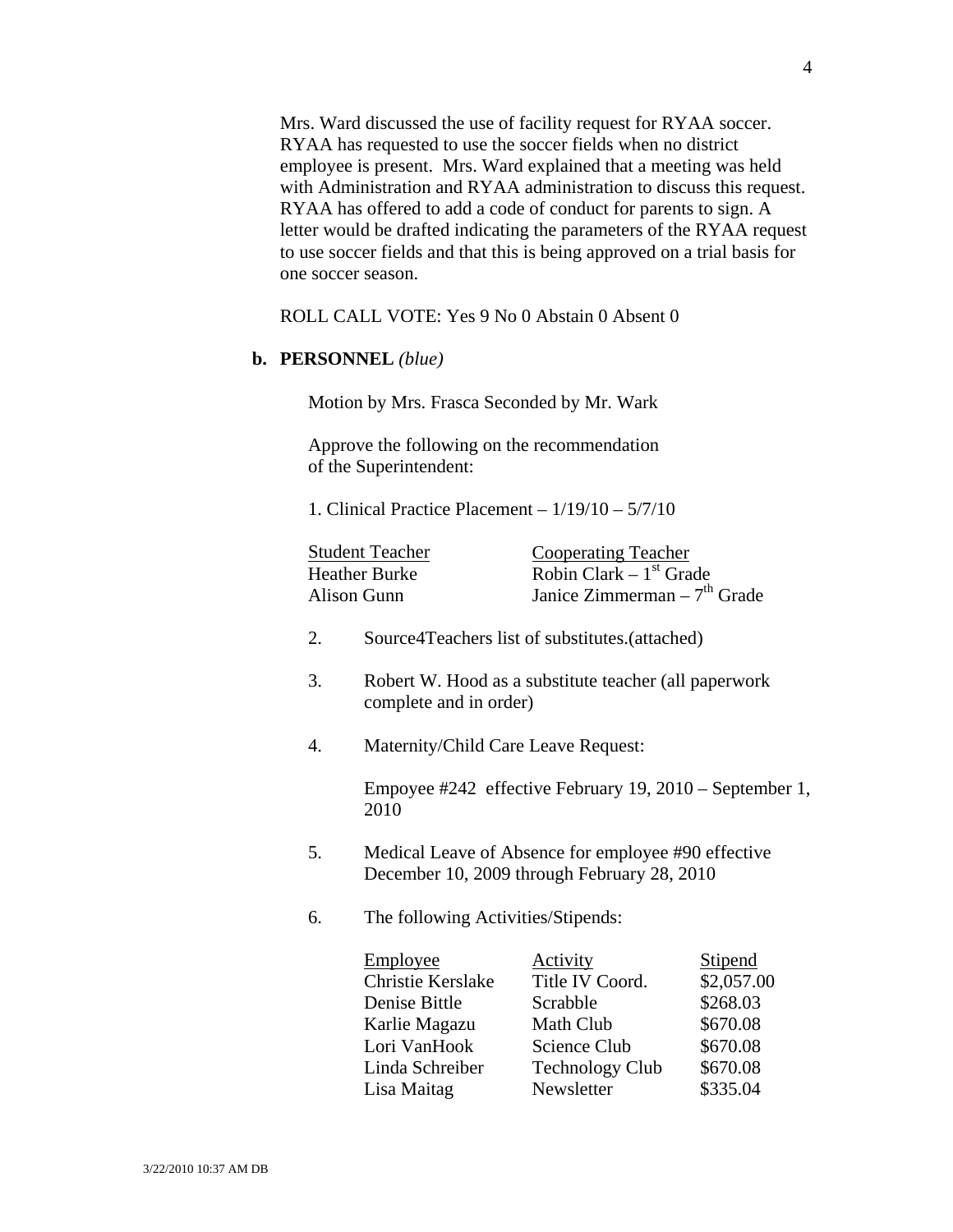Mrs. Ward discussed the use of facility request for RYAA soccer. RYAA has requested to use the soccer fields when no district employee is present. Mrs. Ward explained that a meeting was held with Administration and RYAA administration to discuss this request. RYAA has offered to add a code of conduct for parents to sign. A letter would be drafted indicating the parameters of the RYAA request to use soccer fields and that this is being approved on a trial basis for one soccer season.

ROLL CALL VOTE: Yes 9 No 0 Abstain 0 Absent 0

**b. PERSONNEL** *(blue)*

Motion by Mrs. Frasca Seconded by Mr. Wark

Approve the following on the recommendation of the Superintendent:

1. Clinical Practice Placement – 1/19/10 – 5/7/10

| Student Teacher | Cooperating Teacher |
|---|---|
| Heather Burke | Robin Clark – 1st Grade |
| Alison Gunn | Janice Zimmerman – 7th Grade |

2. Source4Teachers list of substitutes.(attached)

3. Robert W. Hood as a substitute teacher (all paperwork complete and in order)

4. Maternity/Child Care Leave Request:

   Empoyee #242 effective February 19, 2010 – September 1, 2010

5. Medical Leave of Absence for employee #90 effective December 10, 2009 through February 28, 2010

6. The following Activities/Stipends:

| Employee | Activity | Stipend |
|---|---|---|
| Christie Kerslake | Title IV Coord. | $2,057.00 |
| Denise Bittle | Scrabble | $268.03 |
| Karlie Magazu | Math Club | $670.08 |
| Lori VanHook | Science Club | $670.08 |
| Linda Schreiber | Technology Club | $670.08 |
| Lisa Maitag | Newsletter | $335.04 |

3/22/2010 10:37 AM DB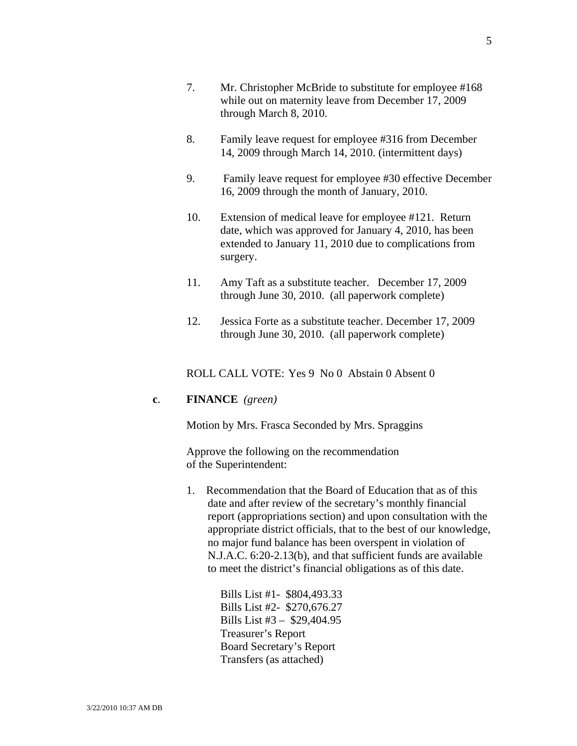7. Mr. Christopher McBride to substitute for employee #168 while out on maternity leave from December 17, 2009 through March 8, 2010.

8. Family leave request for employee #316 from December 14, 2009 through March 14, 2010. (intermittent days)

9. Family leave request for employee #30 effective December 16, 2009 through the month of January, 2010.

10. Extension of medical leave for employee #121. Return date, which was approved for January 4, 2010, has been extended to January 11, 2010 due to complications from surgery.

11. Amy Taft as a substitute teacher. December 17, 2009 through June 30, 2010. (all paperwork complete)

12. Jessica Forte as a substitute teacher. December 17, 2009 through June 30, 2010. (all paperwork complete)

ROLL CALL VOTE: Yes 9 No 0 Abstain 0 Absent 0

**c**. **FINANCE** *(green)*

Motion by Mrs. Frasca Seconded by Mrs. Spraggins

Approve the following on the recommendation of the Superintendent:

1. Recommendation that the Board of Education that as of this date and after review of the secretary's monthly financial report (appropriations section) and upon consultation with the appropriate district officials, that to the best of our knowledge, no major fund balance has been overspent in violation of N.J.A.C. 6:20-2.13(b), and that sufficient funds are available to meet the district's financial obligations as of this date.

   Bills List #1- $804,493.33
   Bills List #2- $270,676.27
   Bills List #3 – $29,404.95
   Treasurer's Report
   Board Secretary's Report
   Transfers (as attached)

3/22/2010 10:37 AM DB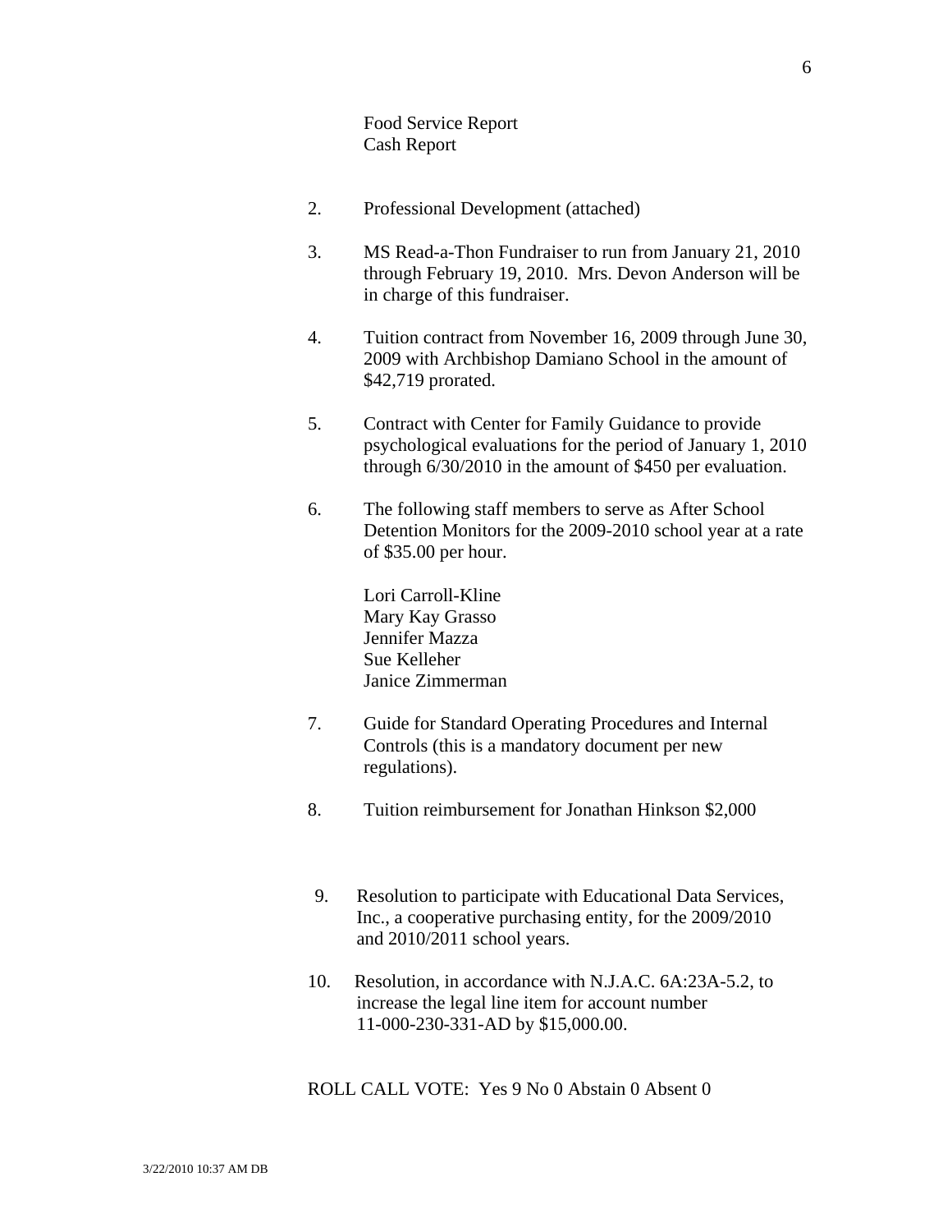Food Service Report
Cash Report

2. Professional Development (attached)

3. MS Read-a-Thon Fundraiser to run from January 21, 2010 through February 19, 2010. Mrs. Devon Anderson will be in charge of this fundraiser.

4. Tuition contract from November 16, 2009 through June 30, 2009 with Archbishop Damiano School in the amount of $42,719 prorated.

5. Contract with Center for Family Guidance to provide psychological evaluations for the period of January 1, 2010 through 6/30/2010 in the amount of $450 per evaluation.

6. The following staff members to serve as After School Detention Monitors for the 2009-2010 school year at a rate of $35.00 per hour.

   Lori Carroll-Kline
   Mary Kay Grasso
   Jennifer Mazza
   Sue Kelleher
   Janice Zimmerman

7. Guide for Standard Operating Procedures and Internal Controls (this is a mandatory document per new regulations).

8. Tuition reimbursement for Jonathan Hinkson $2,000

9. Resolution to participate with Educational Data Services, Inc., a cooperative purchasing entity, for the 2009/2010 and 2010/2011 school years.

10. Resolution, in accordance with N.J.A.C. 6A:23A-5.2, to increase the legal line item for account number 11-000-230-331-AD by $15,000.00.

ROLL CALL VOTE: Yes 9 No 0 Abstain 0 Absent 0

3/22/2010 10:37 AM DB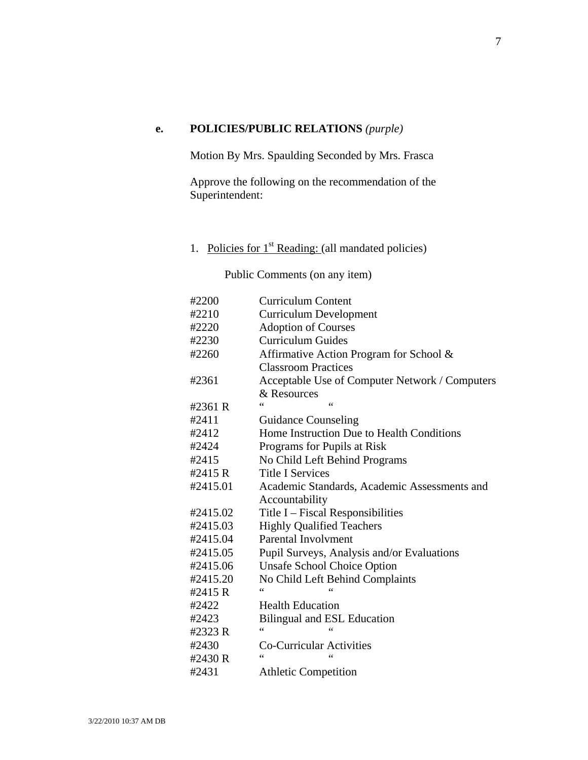**e. POLICIES/PUBLIC RELATIONS** *(purple)*

Motion By Mrs. Spaulding Seconded by Mrs. Frasca

Approve the following on the recommendation of the Superintendent:

1. Policies for 1st Reading: (all mandated policies)

Public Comments (on any item)

| | |
|---|---|
| #2200 | Curriculum Content |
| #2210 | Curriculum Development |
| #2220 | Adoption of Courses |
| #2230 | Curriculum Guides |
| #2260 | Affirmative Action Program for School & Classroom Practices |
| #2361 | Acceptable Use of Computer Network / Computers & Resources |
| #2361 R | " " |
| #2411 | Guidance Counseling |
| #2412 | Home Instruction Due to Health Conditions |
| #2424 | Programs for Pupils at Risk |
| #2415 | No Child Left Behind Programs |
| #2415 R | Title I Services |
| #2415.01 | Academic Standards, Academic Assessments and Accountability |
| #2415.02 | Title I – Fiscal Responsibilities |
| #2415.03 | Highly Qualified Teachers |
| #2415.04 | Parental Involvment |
| #2415.05 | Pupil Surveys, Analysis and/or Evaluations |
| #2415.06 | Unsafe School Choice Option |
| #2415.20 | No Child Left Behind Complaints |
| #2415 R | " " |
| #2422 | Health Education |
| #2423 | Bilingual and ESL Education |
| #2323 R | " " |
| #2430 | Co-Curricular Activities |
| #2430 R | " " |
| #2431 | Athletic Competition |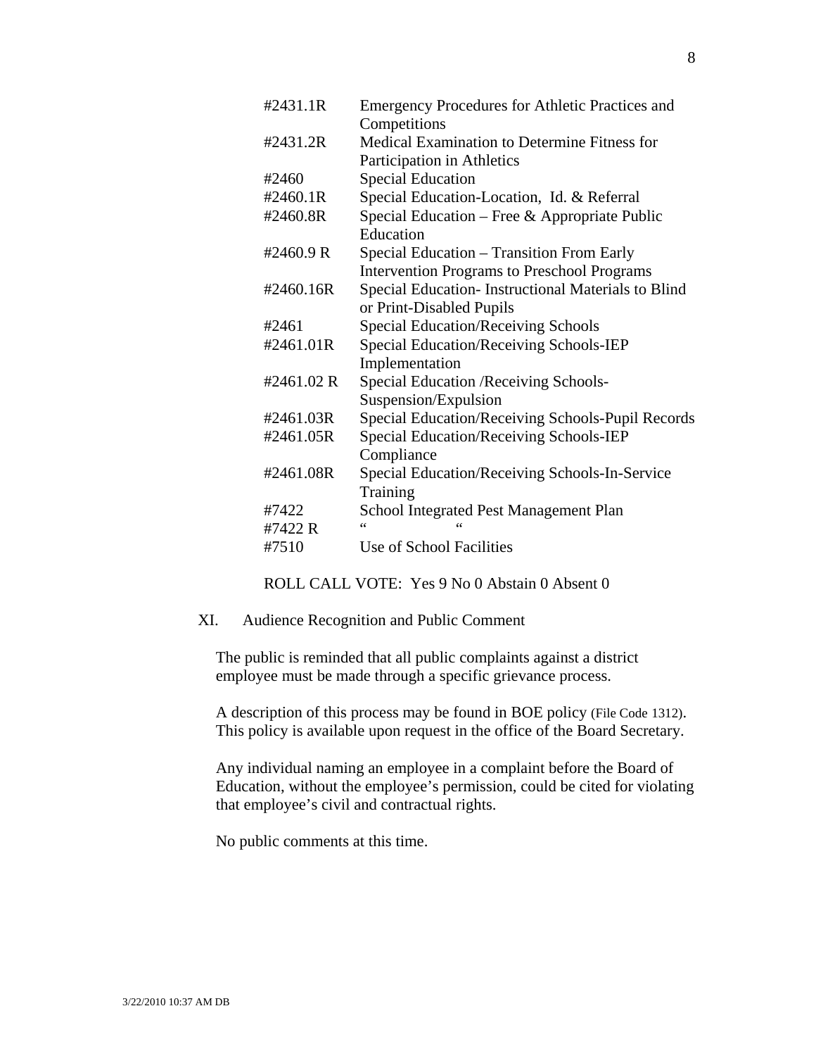| | |
|---|---|
| #2431.1R | Emergency Procedures for Athletic Practices and Competitions |
| #2431.2R | Medical Examination to Determine Fitness for Participation in Athletics |
| #2460 | Special Education |
| #2460.1R | Special Education-Location, Id. & Referral |
| #2460.8R | Special Education – Free & Appropriate Public Education |
| #2460.9 R | Special Education – Transition From Early Intervention Programs to Preschool Programs |
| #2460.16R | Special Education- Instructional Materials to Blind or Print-Disabled Pupils |
| #2461 | Special Education/Receiving Schools |
| #2461.01R | Special Education/Receiving Schools-IEP Implementation |
| #2461.02 R | Special Education /Receiving Schools-Suspension/Expulsion |
| #2461.03R | Special Education/Receiving Schools-Pupil Records |
| #2461.05R | Special Education/Receiving Schools-IEP Compliance |
| #2461.08R | Special Education/Receiving Schools-In-Service Training |
| #7422 | School Integrated Pest Management Plan |
| #7422 R | " " |
| #7510 | Use of School Facilities |

ROLL CALL VOTE: Yes 9 No 0 Abstain 0 Absent 0

XI. Audience Recognition and Public Comment

The public is reminded that all public complaints against a district employee must be made through a specific grievance process.

A description of this process may be found in BOE policy (File Code 1312). This policy is available upon request in the office of the Board Secretary.

Any individual naming an employee in a complaint before the Board of Education, without the employee's permission, could be cited for violating that employee's civil and contractual rights.

No public comments at this time.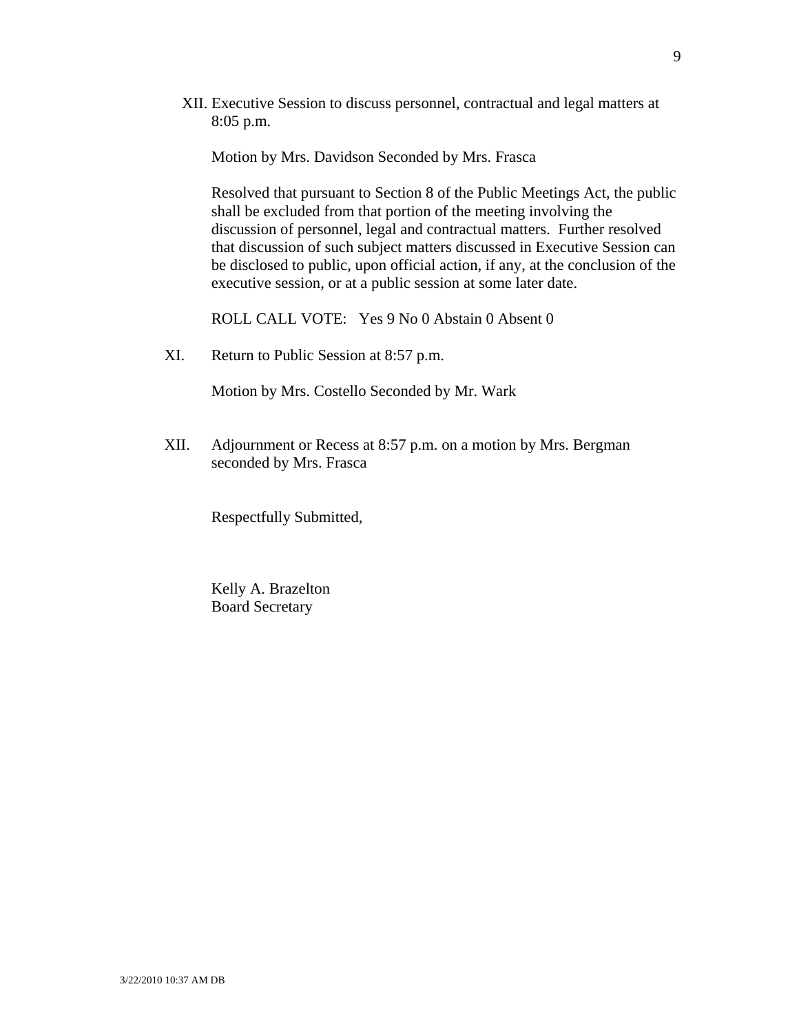XII. Executive Session to discuss personnel, contractual and legal matters at 8:05 p.m.

Motion by Mrs. Davidson Seconded by Mrs. Frasca

Resolved that pursuant to Section 8 of the Public Meetings Act, the public shall be excluded from that portion of the meeting involving the discussion of personnel, legal and contractual matters. Further resolved that discussion of such subject matters discussed in Executive Session can be disclosed to public, upon official action, if any, at the conclusion of the executive session, or at a public session at some later date.

ROLL CALL VOTE: Yes 9 No 0 Abstain 0 Absent 0

XI. Return to Public Session at 8:57 p.m.

Motion by Mrs. Costello Seconded by Mr. Wark

XII. Adjournment or Recess at 8:57 p.m. on a motion by Mrs. Bergman seconded by Mrs. Frasca

Respectfully Submitted,

Kelly A. Brazelton
Board Secretary

3/22/2010 10:37 AM DB